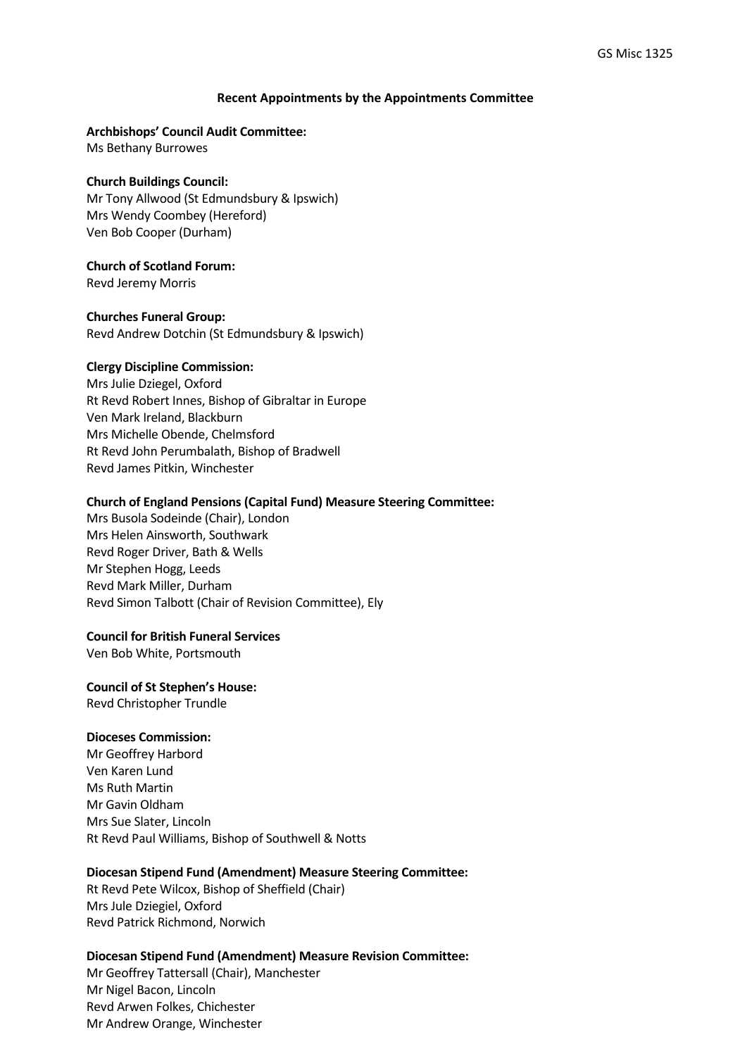GS Misc 1325

# Recent Appointments by the Appointments Committee

**Archbishops' Council Audit Committee:**
Ms Bethany Burrowes

**Church Buildings Council:**
Mr Tony Allwood (St Edmundsbury & Ipswich)
Mrs Wendy Coombey (Hereford)
Ven Bob Cooper (Durham)

**Church of Scotland Forum:**
Revd Jeremy Morris

**Churches Funeral Group:**
Revd Andrew Dotchin (St Edmundsbury & Ipswich)

**Clergy Discipline Commission:**
Mrs Julie Dziegel, Oxford
Rt Revd Robert Innes, Bishop of Gibraltar in Europe
Ven Mark Ireland, Blackburn
Mrs Michelle Obende, Chelmsford
Rt Revd John Perumbalath, Bishop of Bradwell
Revd James Pitkin, Winchester

**Church of England Pensions (Capital Fund) Measure Steering Committee:**
Mrs Busola Sodeinde (Chair), London
Mrs Helen Ainsworth, Southwark
Revd Roger Driver, Bath & Wells
Mr Stephen Hogg, Leeds
Revd Mark Miller, Durham
Revd Simon Talbott (Chair of Revision Committee), Ely

**Council for British Funeral Services**
Ven Bob White, Portsmouth

**Council of St Stephen's House:**
Revd Christopher Trundle

**Dioceses Commission:**
Mr Geoffrey Harbord
Ven Karen Lund
Ms Ruth Martin
Mr Gavin Oldham
Mrs Sue Slater, Lincoln
Rt Revd Paul Williams, Bishop of Southwell & Notts

**Diocesan Stipend Fund (Amendment) Measure Steering Committee:**
Rt Revd Pete Wilcox, Bishop of Sheffield (Chair)
Mrs Jule Dziegiel, Oxford
Revd Patrick Richmond, Norwich

**Diocesan Stipend Fund (Amendment) Measure Revision Committee:**
Mr Geoffrey Tattersall (Chair), Manchester
Mr Nigel Bacon, Lincoln
Revd Arwen Folkes, Chichester
Mr Andrew Orange, Winchester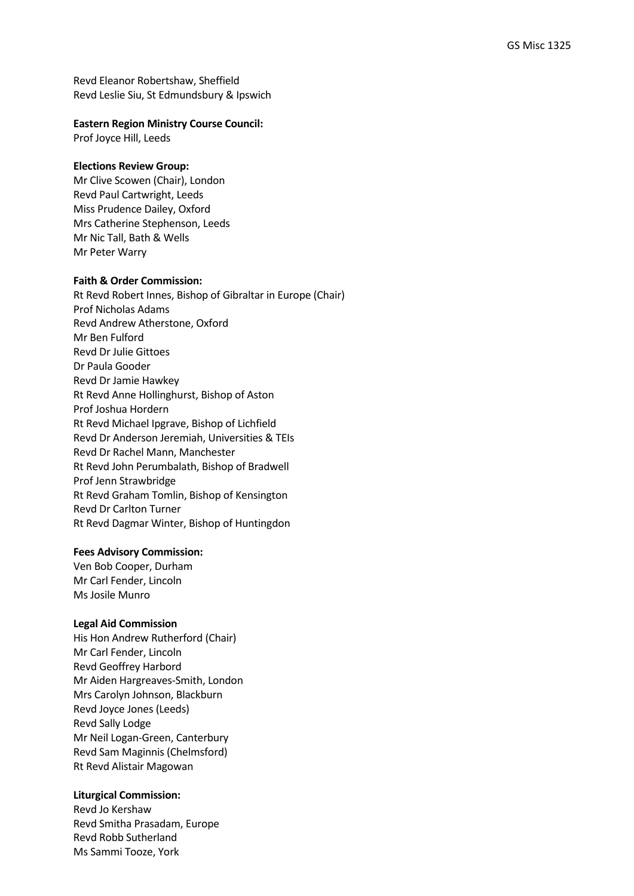Revd Eleanor Robertshaw, Sheffield
Revd Leslie Siu, St Edmundsbury & Ipswich

**Eastern Region Ministry Course Council:**
Prof Joyce Hill, Leeds

**Elections Review Group:**
Mr Clive Scowen (Chair), London
Revd Paul Cartwright, Leeds
Miss Prudence Dailey, Oxford
Mrs Catherine Stephenson, Leeds
Mr Nic Tall, Bath & Wells
Mr Peter Warry

**Faith & Order Commission:**
Rt Revd Robert Innes, Bishop of Gibraltar in Europe (Chair)
Prof Nicholas Adams
Revd Andrew Atherstone, Oxford
Mr Ben Fulford
Revd Dr Julie Gittoes
Dr Paula Gooder
Revd Dr Jamie Hawkey
Rt Revd Anne Hollinghurst, Bishop of Aston
Prof Joshua Hordern
Rt Revd Michael Ipgrave, Bishop of Lichfield
Revd Dr Anderson Jeremiah, Universities & TEIs
Revd Dr Rachel Mann, Manchester
Rt Revd John Perumbalath, Bishop of Bradwell
Prof Jenn Strawbridge
Rt Revd Graham Tomlin, Bishop of Kensington
Revd Dr Carlton Turner
Rt Revd Dagmar Winter, Bishop of Huntingdon

**Fees Advisory Commission:**
Ven Bob Cooper, Durham
Mr Carl Fender, Lincoln
Ms Josile Munro

**Legal Aid Commission**
His Hon Andrew Rutherford (Chair)
Mr Carl Fender, Lincoln
Revd Geoffrey Harbord
Mr Aiden Hargreaves-Smith, London
Mrs Carolyn Johnson, Blackburn
Revd Joyce Jones (Leeds)
Revd Sally Lodge
Mr Neil Logan-Green, Canterbury
Revd Sam Maginnis (Chelmsford)
Rt Revd Alistair Magowan

**Liturgical Commission:**
Revd Jo Kershaw
Revd Smitha Prasadam, Europe
Revd Robb Sutherland
Ms Sammi Tooze, York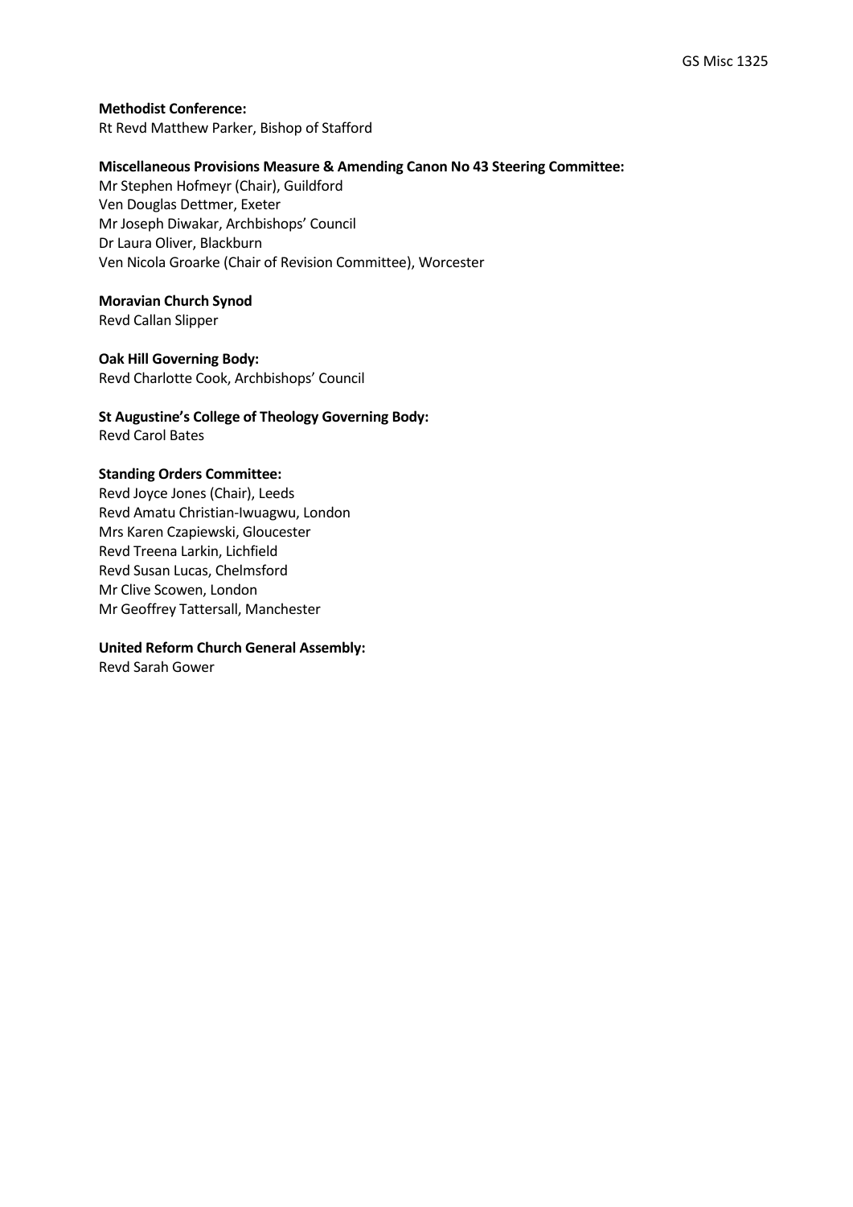**Methodist Conference:**
Rt Revd Matthew Parker, Bishop of Stafford

**Miscellaneous Provisions Measure & Amending Canon No 43 Steering Committee:**
Mr Stephen Hofmeyr (Chair), Guildford
Ven Douglas Dettmer, Exeter
Mr Joseph Diwakar, Archbishops' Council
Dr Laura Oliver, Blackburn
Ven Nicola Groarke (Chair of Revision Committee), Worcester

**Moravian Church Synod**
Revd Callan Slipper

**Oak Hill Governing Body:**
Revd Charlotte Cook, Archbishops' Council

**St Augustine's College of Theology Governing Body:**
Revd Carol Bates

**Standing Orders Committee:**
Revd Joyce Jones (Chair), Leeds
Revd Amatu Christian-Iwuagwu, London
Mrs Karen Czapiewski, Gloucester
Revd Treena Larkin, Lichfield
Revd Susan Lucas, Chelmsford
Mr Clive Scowen, London
Mr Geoffrey Tattersall, Manchester

**United Reform Church General Assembly:**
Revd Sarah Gower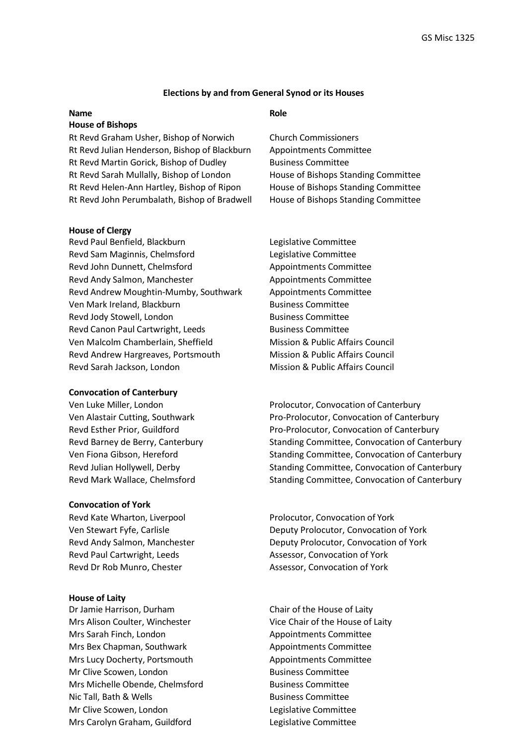**Elections by and from General Synod or its Houses**

| Name | Role |
|---|---|
| **House of Bishops** | |
| Rt Revd Graham Usher, Bishop of Norwich | Church Commissioners |
| Rt Revd Julian Henderson, Bishop of Blackburn | Appointments Committee |
| Rt Revd Martin Gorick, Bishop of Dudley | Business Committee |
| Rt Revd Sarah Mullally, Bishop of London | House of Bishops Standing Committee |
| Rt Revd Helen-Ann Hartley, Bishop of Ripon | House of Bishops Standing Committee |
| Rt Revd John Perumbalath, Bishop of Bradwell | House of Bishops Standing Committee |
| **House of Clergy** | |
| Revd Paul Benfield, Blackburn | Legislative Committee |
| Revd Sam Maginnis, Chelmsford | Legislative Committee |
| Revd John Dunnett, Chelmsford | Appointments Committee |
| Revd Andy Salmon, Manchester | Appointments Committee |
| Revd Andrew Moughtin-Mumby, Southwark | Appointments Committee |
| Ven Mark Ireland, Blackburn | Business Committee |
| Revd Jody Stowell, London | Business Committee |
| Revd Canon Paul Cartwright, Leeds | Business Committee |
| Ven Malcolm Chamberlain, Sheffield | Mission & Public Affairs Council |
| Revd Andrew Hargreaves, Portsmouth | Mission & Public Affairs Council |
| Revd Sarah Jackson, London | Mission & Public Affairs Council |
| **Convocation of Canterbury** | |
| Ven Luke Miller, London | Prolocutor, Convocation of Canterbury |
| Ven Alastair Cutting, Southwark | Pro-Prolocutor, Convocation of Canterbury |
| Revd Esther Prior, Guildford | Pro-Prolocutor, Convocation of Canterbury |
| Revd Barney de Berry, Canterbury | Standing Committee, Convocation of Canterbury |
| Ven Fiona Gibson, Hereford | Standing Committee, Convocation of Canterbury |
| Revd Julian Hollywell, Derby | Standing Committee, Convocation of Canterbury |
| Revd Mark Wallace, Chelmsford | Standing Committee, Convocation of Canterbury |
| **Convocation of York** | |
| Revd Kate Wharton, Liverpool | Prolocutor, Convocation of York |
| Ven Stewart Fyfe, Carlisle | Deputy Prolocutor, Convocation of York |
| Revd Andy Salmon, Manchester | Deputy Prolocutor, Convocation of York |
| Revd Paul Cartwright, Leeds | Assessor, Convocation of York |
| Revd Dr Rob Munro, Chester | Assessor, Convocation of York |
| **House of Laity** | |
| Dr Jamie Harrison, Durham | Chair of the House of Laity |
| Mrs Alison Coulter, Winchester | Vice Chair of the House of Laity |
| Mrs Sarah Finch, London | Appointments Committee |
| Mrs Bex Chapman, Southwark | Appointments Committee |
| Mrs Lucy Docherty, Portsmouth | Appointments Committee |
| Mr Clive Scowen, London | Business Committee |
| Mrs Michelle Obende, Chelmsford | Business Committee |
| Nic Tall, Bath & Wells | Business Committee |
| Mr Clive Scowen, London | Legislative Committee |
| Mrs Carolyn Graham, Guildford | Legislative Committee |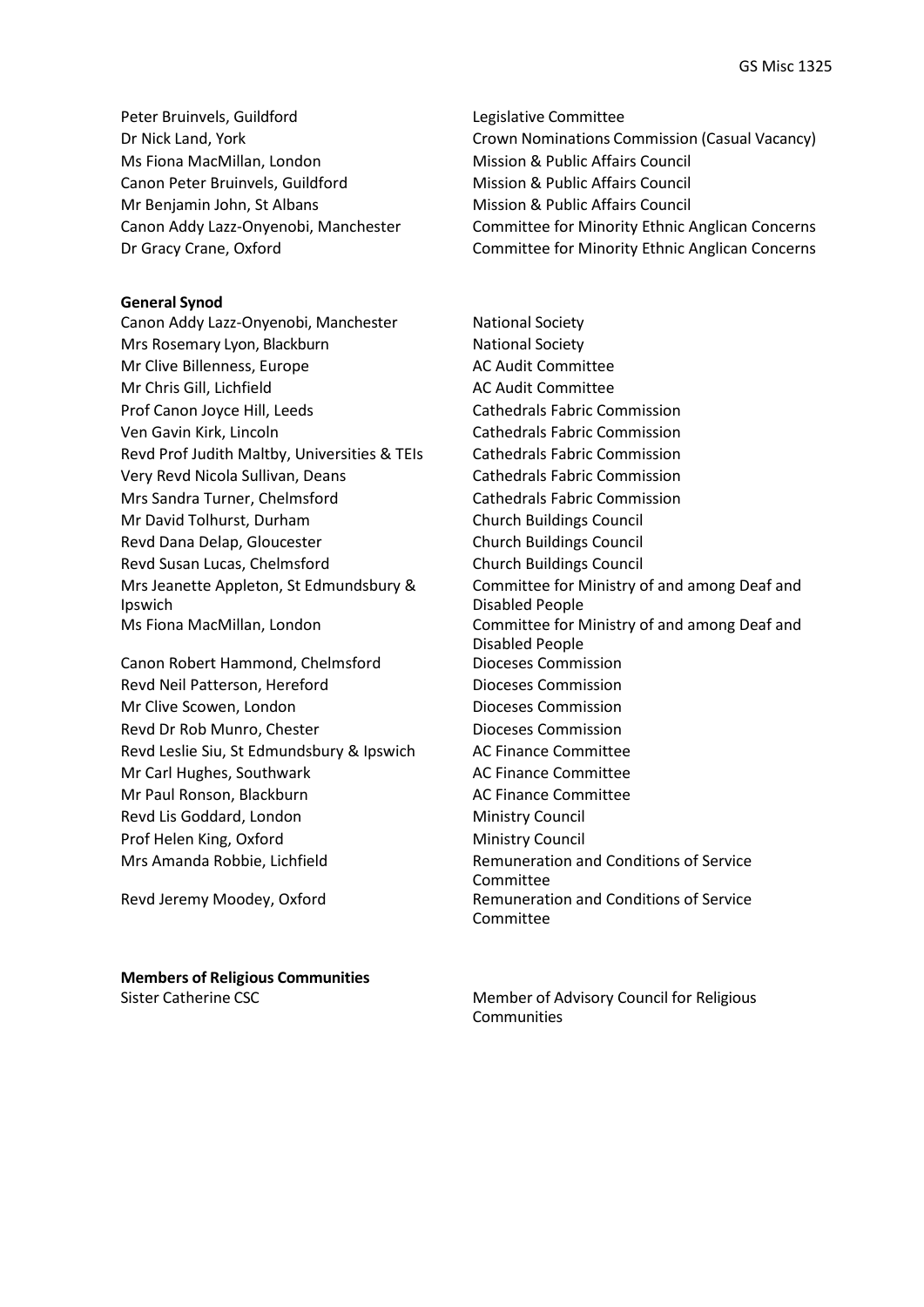| | |
|---|---|
| Peter Bruinvels, Guildford | Legislative Committee |
| Dr Nick Land, York | Crown Nominations Commission (Casual Vacancy) |
| Ms Fiona MacMillan, London | Mission & Public Affairs Council |
| Canon Peter Bruinvels, Guildford | Mission & Public Affairs Council |
| Mr Benjamin John, St Albans | Mission & Public Affairs Council |
| Canon Addy Lazz-Onyenobi, Manchester | Committee for Minority Ethnic Anglican Concerns |
| Dr Gracy Crane, Oxford | Committee for Minority Ethnic Anglican Concerns |

**General Synod**

| | |
|---|---|
| Canon Addy Lazz-Onyenobi, Manchester | National Society |
| Mrs Rosemary Lyon, Blackburn | National Society |
| Mr Clive Billenness, Europe | AC Audit Committee |
| Mr Chris Gill, Lichfield | AC Audit Committee |
| Prof Canon Joyce Hill, Leeds | Cathedrals Fabric Commission |
| Ven Gavin Kirk, Lincoln | Cathedrals Fabric Commission |
| Revd Prof Judith Maltby, Universities & TEIs | Cathedrals Fabric Commission |
| Very Revd Nicola Sullivan, Deans | Cathedrals Fabric Commission |
| Mrs Sandra Turner, Chelmsford | Cathedrals Fabric Commission |
| Mr David Tolhurst, Durham | Church Buildings Council |
| Revd Dana Delap, Gloucester | Church Buildings Council |
| Revd Susan Lucas, Chelmsford | Church Buildings Council |
| Mrs Jeanette Appleton, St Edmundsbury & Ipswich | Committee for Ministry of and among Deaf and Disabled People |
| Ms Fiona MacMillan, London | Committee for Ministry of and among Deaf and Disabled People |
| Canon Robert Hammond, Chelmsford | Dioceses Commission |
| Revd Neil Patterson, Hereford | Dioceses Commission |
| Mr Clive Scowen, London | Dioceses Commission |
| Revd Dr Rob Munro, Chester | Dioceses Commission |
| Revd Leslie Siu, St Edmundsbury & Ipswich | AC Finance Committee |
| Mr Carl Hughes, Southwark | AC Finance Committee |
| Mr Paul Ronson, Blackburn | AC Finance Committee |
| Revd Lis Goddard, London | Ministry Council |
| Prof Helen King, Oxford | Ministry Council |
| Mrs Amanda Robbie, Lichfield | Remuneration and Conditions of Service Committee |
| Revd Jeremy Moodey, Oxford | Remuneration and Conditions of Service Committee |

**Members of Religious Communities**

| | |
|---|---|
| Sister Catherine CSC | Member of Advisory Council for Religious Communities |